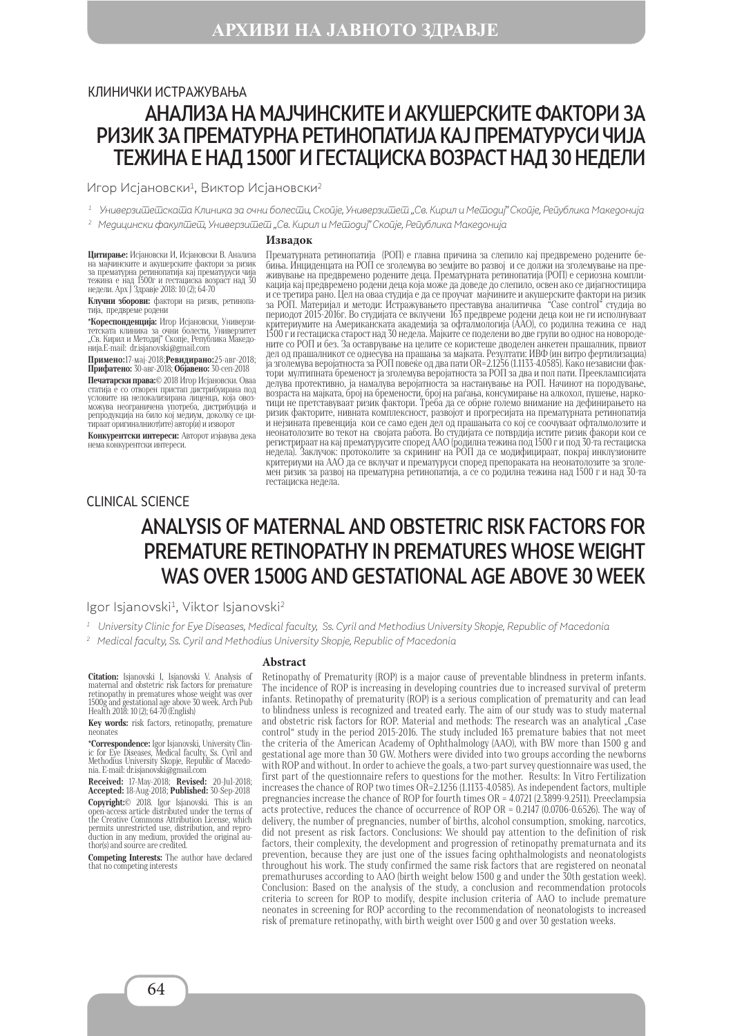КЛИНИЧКИ ИСТРАЖУВАЊА

# АНАЛИЗА НА МАЈЧИНСКИТЕ И АКУШЕРСКИТЕ ФАКТОРИ ЗА РИЗИК ЗА ПРЕМАТУРНА РЕТИНОПАТИЈА КАЈ ПРЕМАТУРУСИ ЧИЈА ТЕЖИНА Е НАД 1500Г И ГЕСТАЦИСКА ВОЗРАСТ НАД 30 НЕДЕЛИ

Игор Исјановски[1], Виктор Исјановски[2]

[1] *Универзитетската Клиника за очни болести, Скопје, Универзитет „Св. Кирил и Методиј" Скопје, Република Македонија*

[2] *Медицински факултет, Универзитет „Св. Кирил и Методиј" Скопје, Република Македонија*

**Цитирање:** Исјановски И, Исјановски В. Анализа на мајчинските и акушерските фактори за ризик за прематурна ретинопатија кај прематуруси чија тежина е над 1500г и гестациска возраст над 30 недели. Арх Ј Здравје 2018: 10 (2); 64-70

**Клучни зборови:** фактори на ризик, ретинопатија, предвреме родени

**\*Кореспонденција:** Игор Исјановски, Универзитетската клиника за очни болести, Универзитет „Св. Кирил и Методиј" Скопје, Република Македонија.E-mail: dr.isjanovski@gmail.com

**Примено:**17-мај-2018;**Ревидирано:**25-авг-2018; **Прифатено:** 30-авг-2018; **Објавено:** 30-сеп-2018

**Печатарски права:**© 2018 Игор Исјановски. Оваа статија е со отворен пристап дистрибуирана под условите на нелокализирана лиценца, која овозможува неограничена употреба, дистрибуција и репродукција на било кој медиум, доколку се цитираат оригиналниот(ите) автор(и) и изворот

**Конкурентски интереси:** Авторот изјавува дека нема конкурентски интереси.

## Извадок

Прематурната ретинопатија (РОП) е главна причина за слепило кај предвремено родените бебиња. Инциденцата на РОП се зголемува во земјите во развој и се должи на зголемување на преживување на предвремено родените деца. Прематурната ретинопатија (РОП) е сериозна компликација кај предвремено родени деца која може да доведе до слепило, освен ако се дијагностицира и се третира рано. Цел на оваа студија е да се проучат мајчините и акушерските фактори на ризик за РОП. Материјал и методи: Истражувањето преставува аналитичка "Case control" студија во периодот 2015-2016г. Во студијата се вклучени 163 предвреме родени деца кои не ги исполнуваат критериумите на Американската академија за офталмологија (AAO), со родилна тежина се над 1500 г и гестациска старост над 30 недела. Мајките се поделени во две групи во однос на новородените со РОП и без. За остварување на целите се користеше дводелен анкетен прашалник, првиот дел од прашалникот се однесува на прашања за мајката. Резултати: ИВФ (ин витро фертилизација) ја зголемува веројатноста за РОП повеќе од два пати OR=2.1256 (1.1133-4.0585). Како независни фактори мултипната бременост ја зголемува веројатноста за РОП за два и пол пати. Прееклампсијата делува протективно, ја намалува веројатноста за настанување на РОП. Начинот на породување, возраста на мајката, број на бремености, број на раѓања, консумирање на алкохол, пушење, наркотици не претставуваат ризик фактори. Треба да се обрне големо внимание на дефинирањето на ризик факторите, нивната комплексност, развојот и прогресијата на прематурната ретинопатија и нејзината превенција кои се само еден дел од прашањата со кој се соочуваат офталмолозите и неонатолозите во текот на својата работа. Во студијата се потврдија истите ризик факори кои се регистрираат на кај прематурусите според AAO (родилна тежина под 1500 г и под 30-та гестациска недела). Заклучок: протоколите за скрининг на РОП да се модифицираат, покрај инклузионите критериуми на AAO да се вклучат и прематуруси според препораките на неонатолозите за зголемен ризик за развој на прематурна ретинопатија, а се со родилна тежина над 1500 г и над 30-та гестациска недела.

CLINICAL SCIENCE

# ANALYSIS OF MATERNAL AND OBSTETRIC RISK FACTORS FOR PREMATURE RETINOPATHY IN PREMATURES WHOSE WEIGHT WAS OVER 1500G AND GESTATIONAL AGE ABOVE 30 WEEK

Igor Isjanovski[1], Viktor Isjanovski[2]

[1] *University Clinic for Eye Diseases, Medical faculty, Ss. Cyril and Methodius University Skopje, Republic of Macedonia*

[2] *Medical faculty, Ss. Cyril and Methodius University Skopje, Republic of Macedonia*

**Citation:** Isjanovski I, Isjanovski V. Analysis of maternal and obstetric risk factors for premature retinopathy in prematures whose weight was over 1500g and gestational age above 30 week. Arch Pub Health 2018: 10 (2); 64-70 (English)

**Key words:** risk factors, retinopathy, premature neonates

**\*Correspondence:** Igor Isjanovski, University Clinic for Eye Diseases, Medical faculty, Ss. Cyril and Methodius University Skopje, Republic of Macedonia. E-mail: dr.isjanovski@gmail.com

**Received:** 17-May-2018; **Revised:** 20-Jul-2018; **Accepted:** 18-Aug-2018; **Published:** 30-Sep-2018

**Copyright:**© 2018. Igor Isjanovski. This is an open-access article distributed under the terms of the Creative Commons Attribution License, which permits unrestricted use, distribution, and reproduction in any medium, provided the original author(s) and source are credited.

**Competing Interests:** The author have declared that no competing interests

## Abstract

Retinopathy of Prematurity (ROP) is a major cause of preventable blindness in preterm infants. The incidence of ROP is increasing in developing countries due to increased survival of preterm infants. Retinopathy of prematurity (ROP) is a serious complication of prematurity and can lead to blindness unless is recognized and treated early. The aim of our study was to study maternal and obstetric risk factors for ROP. Material and methods: The research was an analytical „Case control" study in the period 2015-2016. The study included 163 premature babies that not meet the criteria of the American Academy of Ophthalmology (AAO), with BW more than 1500 g and gestational age more than 30 GW. Mothers were divided into two groups according the newborns with ROP and without. In order to achieve the goals, a two-part survey questionnaire was used, the first part of the questionnaire refers to questions for the mother. Results: In Vitro Fertilization increases the chance of ROP two times OR=2.1256 (1.1133-4.0585). As independent factors, multiple pregnancies increase the chance of ROP for fourth times OR = 4.0721 (2.3899-9.2511). Preeclampsia acts protective, reduces the chance of occurrence of ROP OR = 0.2147 (0.0706-0.6526). The way of delivery, the number of pregnancies, number of births, alcohol consumption, smoking, narcotics, did not present as risk factors. Conclusions: We should pay attention to the definition of risk factors, their complexity, the development and progression of retinopathy prematurnata and its prevention, because they are just one of the issues facing ophthalmologists and neonatologists throughout his work. The study confirmed the same risk factors that are registered on neonatal premathuruses according to AAO (birth weight below 1500 g and under the 30th gestation week). Conclusion: Based on the analysis of the study, a conclusion and recommendation protocols criteria to screen for ROP to modify, despite inclusion criteria of AAO to include premature neonates in screening for ROP according to the recommendation of neonatologists to increased risk of premature retinopathy, with birth weight over 1500 g and over 30 gestation weeks.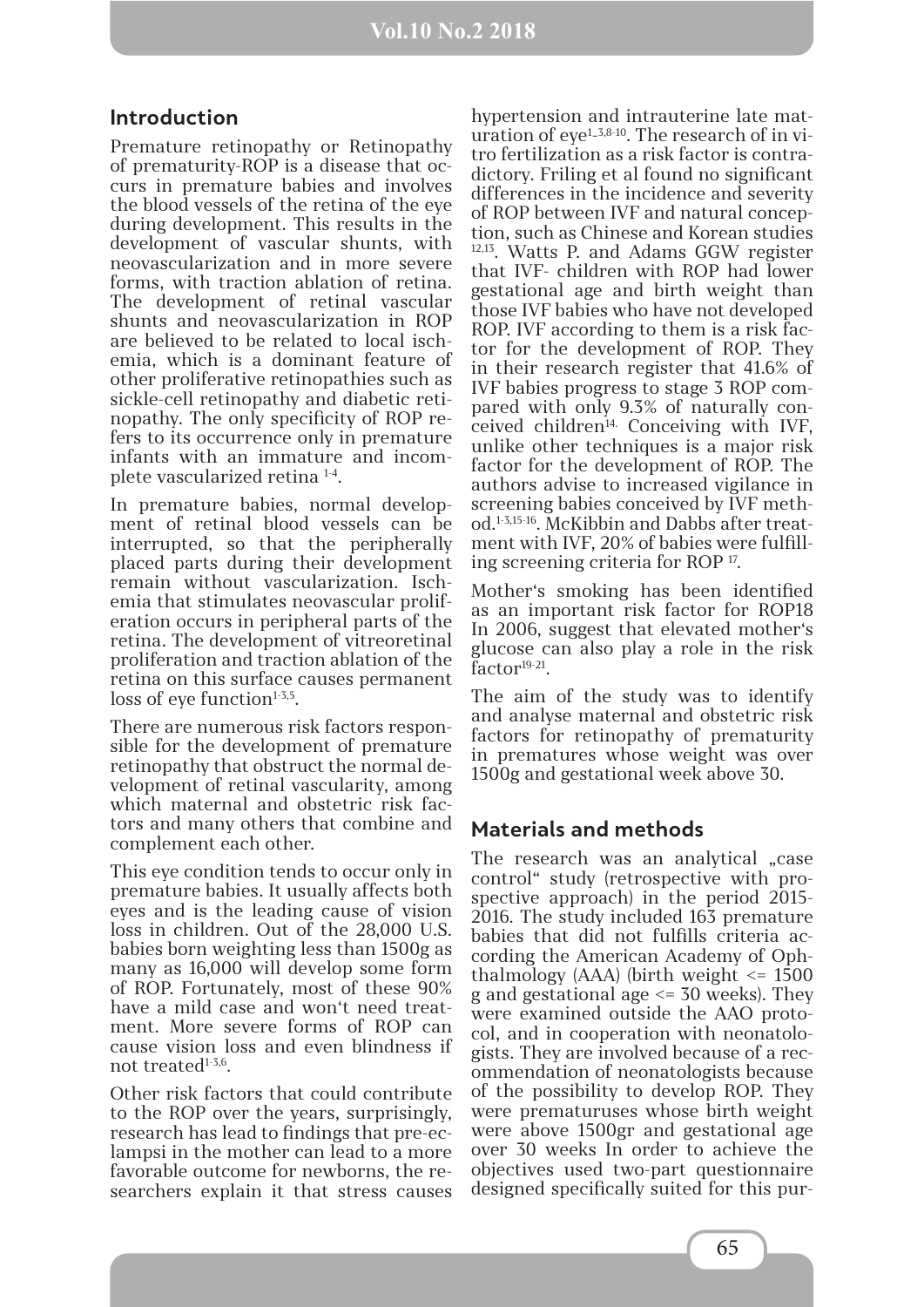## Introduction

Premature retinopathy or Retinopathy of prematurity-ROP is a disease that occurs in premature babies and involves the blood vessels of the retina of the eye during development. This results in the development of vascular shunts, with neovascularization and in more severe forms, with traction ablation of retina. The development of retinal vascular shunts and neovascularization in ROP are believed to be related to local ischemia, which is a dominant feature of other proliferative retinopathies such as sickle-cell retinopathy and diabetic retinopathy. The only specificity of ROP refers to its occurrence only in premature infants with an immature and incomplete vascularized retina [1-4].

In premature babies, normal development of retinal blood vessels can be interrupted, so that the peripherally placed parts during their development remain without vascularization. Ischemia that stimulates neovascular proliferation occurs in peripheral parts of the retina. The development of vitreoretinal proliferation and traction ablation of the retina on this surface causes permanent loss of eye function[1-3,5].

There are numerous risk factors responsible for the development of premature retinopathy that obstruct the normal development of retinal vascularity, among which maternal and obstetric risk factors and many others that combine and complement each other.

This eye condition tends to occur only in premature babies. It usually affects both eyes and is the leading cause of vision loss in children. Out of the 28,000 U.S. babies born weighting less than 1500g as many as 16,000 will develop some form of ROP. Fortunately, most of these 90% have a mild case and won't need treatment. More severe forms of ROP can cause vision loss and even blindness if not treated[1-3,6].

Other risk factors that could contribute to the ROP over the years, surprisingly, research has lead to findings that pre-eclampsi in the mother can lead to a more favorable outcome for newborns, the researchers explain it that stress causes hypertension and intrauterine late maturation of eye[1-3,8-10]. The research of in vitro fertilization as a risk factor is contradictory. Friling et al found no significant differences in the incidence and severity of ROP between IVF and natural conception, such as Chinese and Korean studies [12,13]. Watts P. and Adams GGW register that IVF- children with ROP had lower gestational age and birth weight than those IVF babies who have not developed ROP. IVF according to them is a risk factor for the development of ROP. They in their research register that 41.6% of IVF babies progress to stage 3 ROP compared with only 9.3% of naturally conceived children[14]. Conceiving with IVF, unlike other techniques is a major risk factor for the development of ROP. The authors advise to increased vigilance in screening babies conceived by IVF method.[1-3,15-16]. McKibbin and Dabbs after treatment with IVF, 20% of babies were fulfilling screening criteria for ROP [17].

Mother's smoking has been identified as an important risk factor for ROP18 In 2006, suggest that elevated mother's glucose can also play a role in the risk factor[19-21].

The aim of the study was to identify and analyse maternal and obstetric risk factors for retinopathy of prematurity in prematures whose weight was over 1500g and gestational week above 30.

## Materials and methods

The research was an analytical „case control" study (retrospective with prospective approach) in the period 2015-2016. The study included 163 premature babies that did not fulfills criteria according the American Academy of Ophthalmology (AAA) (birth weight <= 1500 g and gestational age <= 30 weeks). They were examined outside the AAO protocol, and in cooperation with neonatologists. They are involved because of a recommendation of neonatologists because of the possibility to develop ROP. They were prematuruses whose birth weight were above 1500gr and gestational age over 30 weeks In order to achieve the objectives used two-part questionnaire designed specifically suited for this pur-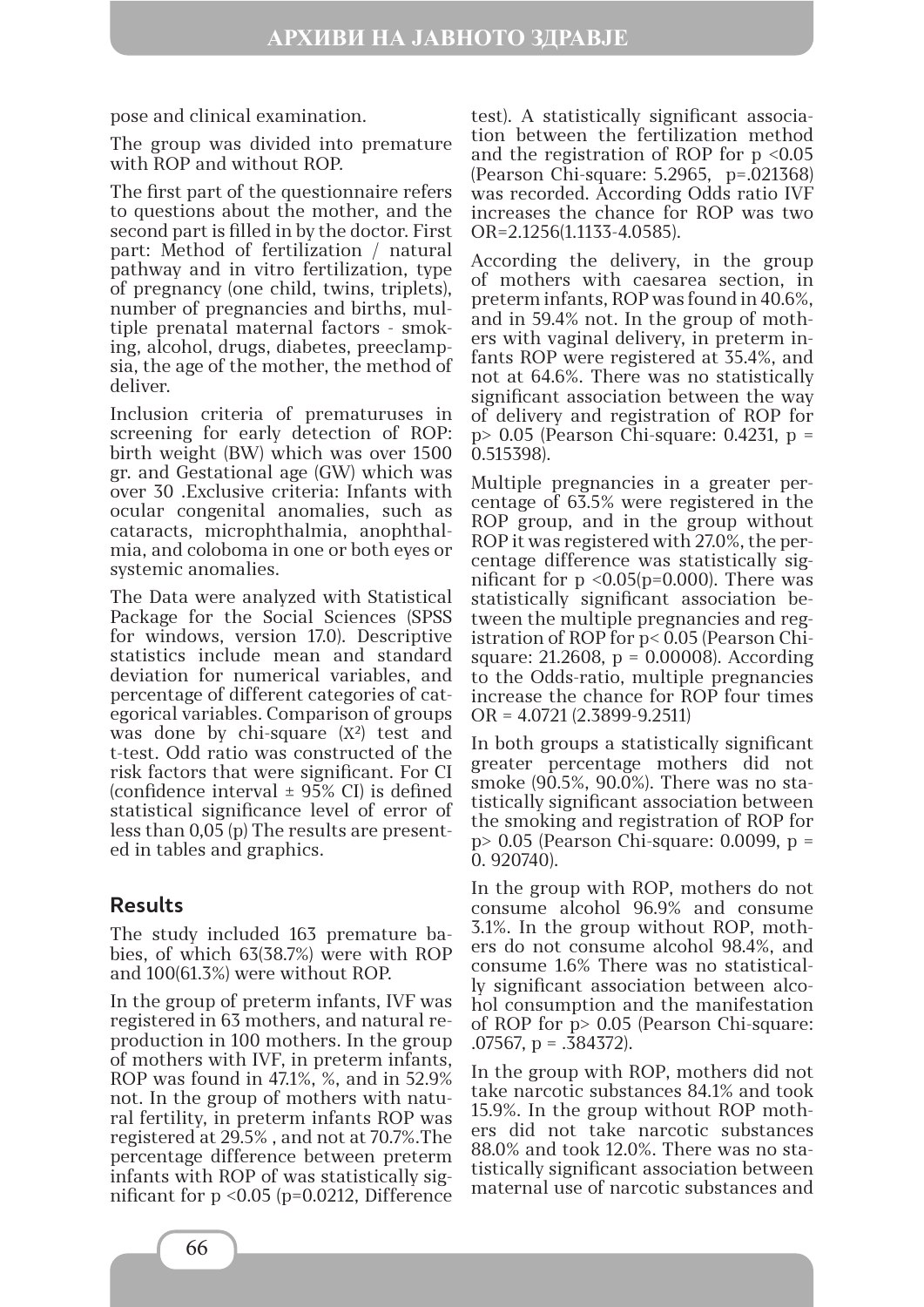pose and clinical examination.

The group was divided into premature with ROP and without ROP.

The first part of the questionnaire refers to questions about the mother, and the second part is filled in by the doctor. First part: Method of fertilization / natural pathway and in vitro fertilization, type of pregnancy (one child, twins, triplets), number of pregnancies and births, multiple prenatal maternal factors - smoking, alcohol, drugs, diabetes, preeclampsia, the age of the mother, the method of deliver.

Inclusion criteria of prematuruses in screening for early detection of ROP: birth weight (BW) which was over 1500 gr. and Gestational age (GW) which was over 30 .Exclusive criteria: Infants with ocular congenital anomalies, such as cataracts, microphthalmia, anophthalmia, and coloboma in one or both eyes or systemic anomalies.

The Data were analyzed with Statistical Package for the Social Sciences (SPSS for windows, version 17.0). Descriptive statistics include mean and standard deviation for numerical variables, and percentage of different categories of categorical variables. Comparison of groups was done by chi-square ($X^2$) test and t-test. Odd ratio was constructed of the risk factors that were significant. For CI (confidence interval ± 95% CI) is defined statistical significance level of error of less than 0,05 (p) The results are presented in tables and graphics.

## Results

The study included 163 premature babies, of which 63(38.7%) were with ROP and 100(61.3%) were without ROP.

In the group of preterm infants, IVF was registered in 63 mothers, and natural reproduction in 100 mothers. In the group of mothers with IVF, in preterm infants, ROP was found in 47.1%, %, and in 52.9% not. In the group of mothers with natural fertility, in preterm infants ROP was registered at 29.5% , and not at 70.7%.The percentage difference between preterm infants with ROP of was statistically significant for $p < 0.05$ (p=0.0212, Difference test). A statistically significant association between the fertilization method and the registration of ROP for $p < 0.05$ (Pearson Chi-square: 5.2965, p=.021368) was recorded. According Odds ratio IVF increases the chance for ROP was two OR=2.1256(1.1133-4.0585).

According the delivery, in the group of mothers with caesarea section, in preterm infants, ROP was found in 40.6%, and in 59.4% not. In the group of mothers with vaginal delivery, in preterm infants ROP were registered at 35.4%, and not at 64.6%. There was no statistically significant association between the way of delivery and registration of ROP for $p > 0.05$ (Pearson Chi-square: 0.4231, p = 0.515398).

Multiple pregnancies in a greater percentage of 63.5% were registered in the ROP group, and in the group without ROP it was registered with 27.0%, the percentage difference was statistically significant for $p < 0.05$(p=0.000). There was statistically significant association between the multiple pregnancies and registration of ROP for $p < 0.05$ (Pearson Chi-square: 21.2608, p = 0.00008). According to the Odds-ratio, multiple pregnancies increase the chance for ROP four times OR = 4.0721 (2.3899-9.2511)

In both groups a statistically significant greater percentage mothers did not smoke (90.5%, 90.0%). There was no statistically significant association between the smoking and registration of ROP for $p > 0.05$ (Pearson Chi-square: 0.0099, p = 0. 920740).

In the group with ROP, mothers do not consume alcohol 96.9% and consume 3.1%. In the group without ROP, mothers do not consume alcohol 98.4%, and consume 1.6% There was no statistically significant association between alcohol consumption and the manifestation of ROP for $p > 0.05$ (Pearson Chi-square: .07567, p = .384372).

In the group with ROP, mothers did not take narcotic substances 84.1% and took 15.9%. In the group without ROP mothers did not take narcotic substances 88.0% and took 12.0%. There was no statistically significant association between maternal use of narcotic substances and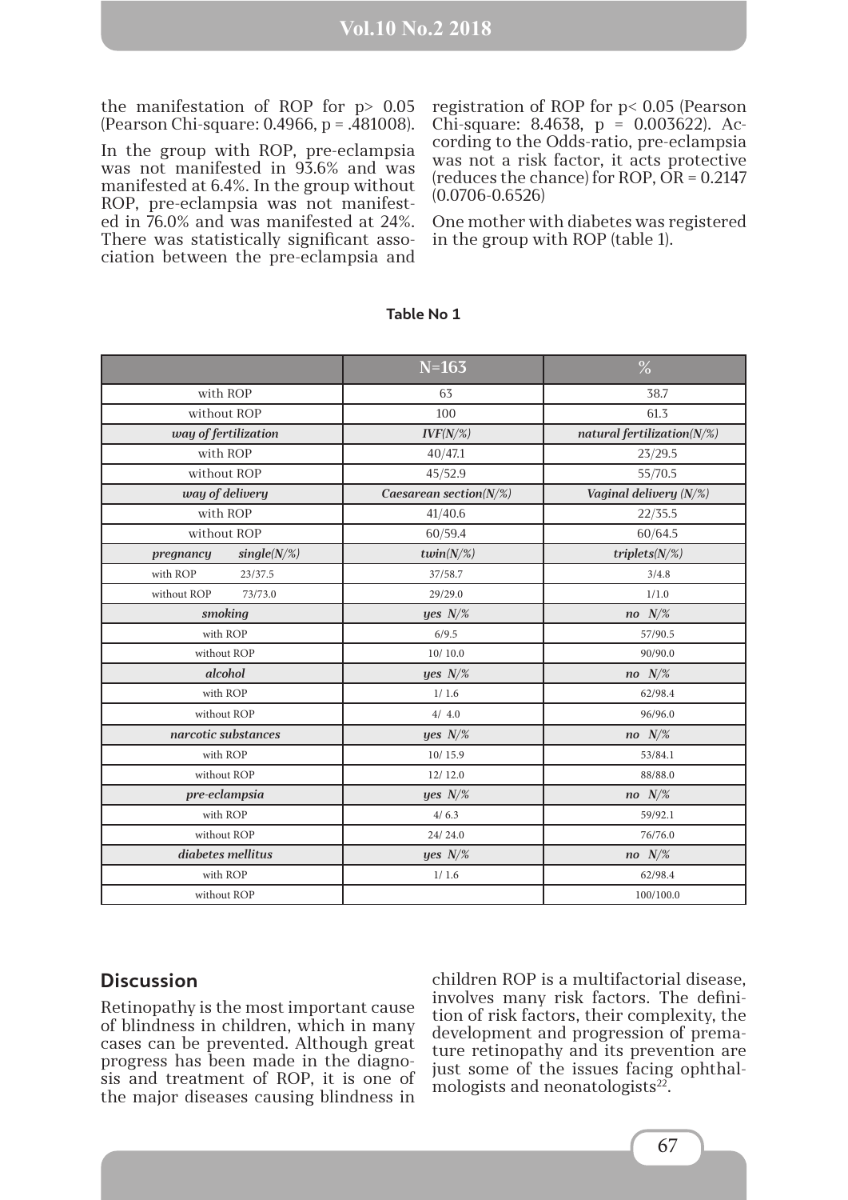the manifestation of ROP for $p > 0.05$ (Pearson Chi-square: 0.4966, p = .481008).

In the group with ROP, pre-eclampsia was not manifested in 93.6% and was manifested at 6.4%. In the group without ROP, pre-eclampsia was not manifested in 76.0% and was manifested at 24%. There was statistically significant association between the pre-eclampsia and registration of ROP for $p < 0.05$ (Pearson Chi-square: 8.4638, p = 0.003622). According to the Odds-ratio, pre-eclampsia was not a risk factor, it acts protective (reduces the chance) for ROP, OR = 0.2147 (0.0706-0.6526)

One mother with diabetes was registered in the group with ROP (table 1).

**Table No 1**

| | N=163 | % |
|---|---|---|
| with ROP | 63 | 38.7 |
| without ROP | 100 | 61.3 |
| *way of fertilization* | *IVF(N/%)* | *natural fertilization(N/%)* |
| with ROP | 40/47.1 | 23/29.5 |
| without ROP | 45/52.9 | 55/70.5 |
| *way of delivery* | *Caesarean section(N/%)* | *Vaginal delivery (N/%)* |
| with ROP | 41/40.6 | 22/35.5 |
| without ROP | 60/59.4 | 60/64.5 |
| *pregnancy* *single(N/%)* | *twin(N/%)* | *triplets(N/%)* |
| with ROP 23/37.5 | 37/58.7 | 3/4.8 |
| without ROP 73/73.0 | 29/29.0 | 1/1.0 |
| *smoking* | *yes N/%* | *no N/%* |
| with ROP | 6/9.5 | 57/90.5 |
| without ROP | 10/ 10.0 | 90/90.0 |
| *alcohol* | *yes N/%* | *no N/%* |
| with ROP | 1/ 1.6 | 62/98.4 |
| without ROP | 4/ 4.0 | 96/96.0 |
| *narcotic substances* | *yes N/%* | *no N/%* |
| with ROP | 10/ 15.9 | 53/84.1 |
| without ROP | 12/ 12.0 | 88/88.0 |
| *pre-eclampsia* | *yes N/%* | *no N/%* |
| with ROP | 4/ 6.3 | 59/92.1 |
| without ROP | 24/ 24.0 | 76/76.0 |
| *diabetes mellitus* | *yes N/%* | *no N/%* |
| with ROP | 1/ 1.6 | 62/98.4 |
| without ROP | | 100/100.0 |

## Discussion

Retinopathy is the most important cause of blindness in children, which in many cases can be prevented. Although great progress has been made in the diagnosis and treatment of ROP, it is one of the major diseases causing blindness in children ROP is a multifactorial disease, involves many risk factors. The definition of risk factors, their complexity, the development and progression of premature retinopathy and its prevention are just some of the issues facing ophthalmologists and neonatologists[22].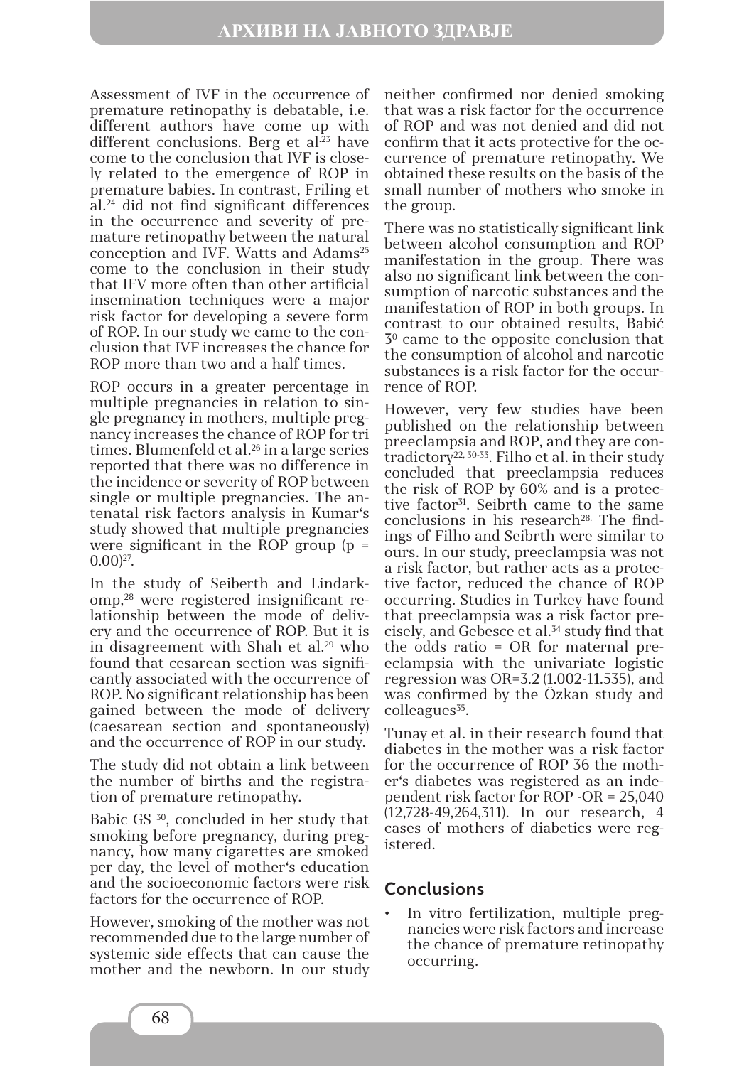Assessment of IVF in the occurrence of premature retinopathy is debatable, i.e. different authors have come up with different conclusions. Berg et al.[23] have come to the conclusion that IVF is closely related to the emergence of ROP in premature babies. In contrast, Friling et al.[24] did not find significant differences in the occurrence and severity of premature retinopathy between the natural conception and IVF. Watts and Adams[25] come to the conclusion in their study that IFV more often than other artificial insemination techniques were a major risk factor for developing a severe form of ROP. In our study we came to the conclusion that IVF increases the chance for ROP more than two and a half times.

ROP occurs in a greater percentage in multiple pregnancies in relation to single pregnancy in mothers, multiple pregnancy increases the chance of ROP for tri times. Blumenfeld et al.[26] in a large series reported that there was no difference in the incidence or severity of ROP between single or multiple pregnancies. The antenatal risk factors analysis in Kumar's study showed that multiple pregnancies were significant in the ROP group (p = 0.00)[27].

In the study of Seiberth and Lindarkomp,[28] were registered insignificant relationship between the mode of delivery and the occurrence of ROP. But it is in disagreement with Shah et al.[29] who found that cesarean section was significantly associated with the occurrence of ROP. No significant relationship has been gained between the mode of delivery (caesarean section and spontaneously) and the occurrence of ROP in our study.

The study did not obtain a link between the number of births and the registration of premature retinopathy.

Babic GS [30], concluded in her study that smoking before pregnancy, during pregnancy, how many cigarettes are smoked per day, the level of mother's education and the socioeconomic factors were risk factors for the occurrence of ROP.

However, smoking of the mother was not recommended due to the large number of systemic side effects that can cause the mother and the newborn. In our study neither confirmed nor denied smoking that was a risk factor for the occurrence of ROP and was not denied and did not confirm that it acts protective for the occurrence of premature retinopathy. We obtained these results on the basis of the small number of mothers who smoke in the group.

There was no statistically significant link between alcohol consumption and ROP manifestation in the group. There was also no significant link between the consumption of narcotic substances and the manifestation of ROP in both groups. In contrast to our obtained results, Babić 3[0] came to the opposite conclusion that the consumption of alcohol and narcotic substances is a risk factor for the occurrence of ROP.

However, very few studies have been published on the relationship between preeclampsia and ROP, and they are contradictory[22, 30-33]. Filho et al. in their study concluded that preeclampsia reduces the risk of ROP by 60% and is a protective factor[31]. Seibrth came to the same conclusions in his research[28.] The findings of Filho and Seibrth were similar to ours. In our study, preeclampsia was not a risk factor, but rather acts as a protective factor, reduced the chance of ROP occurring. Studies in Turkey have found that preeclampsia was a risk factor precisely, and Gebesce et al.[34] study find that the odds ratio = OR for maternal preeclampsia with the univariate logistic regression was OR=3.2 (1.002-11.535), and was confirmed by the Özkan study and colleagues[35].

Tunay et al. in their research found that diabetes in the mother was a risk factor for the occurrence of ROP 36 the mother's diabetes was registered as an independent risk factor for ROP -OR = 25,040 (12,728-49,264,311). In our research, 4 cases of mothers of diabetics were registered.

## Conclusions

- In vitro fertilization, multiple pregnancies were risk factors and increase the chance of premature retinopathy occurring.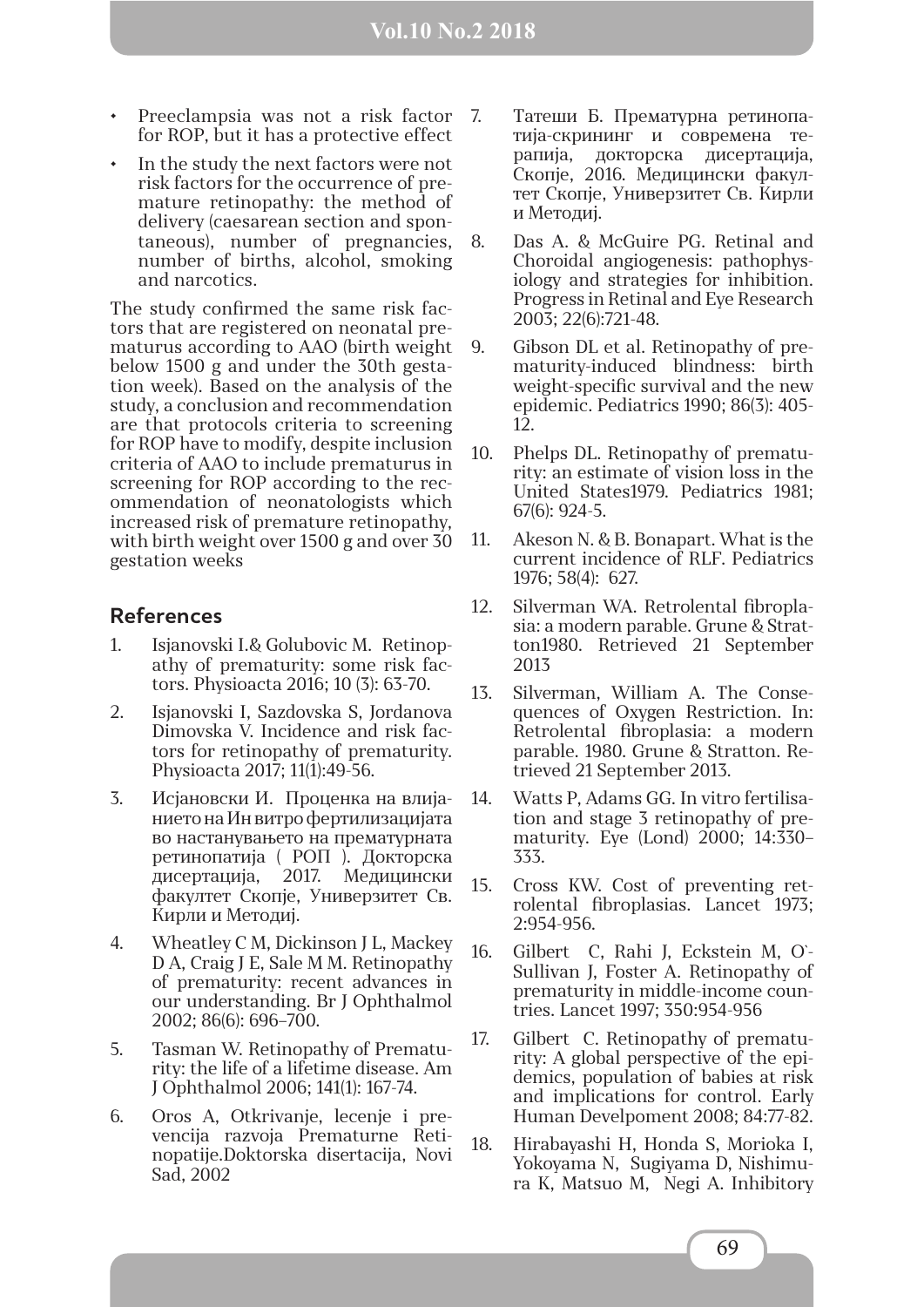- Preeclampsia was not a risk factor for ROP, but it has a protective effect
- In the study the next factors were not risk factors for the occurrence of premature retinopathy: the method of delivery (caesarean section and spontaneous), number of pregnancies, number of births, alcohol, smoking and narcotics.

The study confirmed the same risk factors that are registered on neonatal prematurus according to AAO (birth weight below 1500 g and under the 30th gestation week). Based on the analysis of the study, a conclusion and recommendation are that protocols criteria to screening for ROP have to modify, despite inclusion criteria of AAO to include prematurus in screening for ROP according to the recommendation of neonatologists which increased risk of premature retinopathy, with birth weight over 1500 g and over 30 gestation weeks

## References

1. Isjanovski I.& Golubovic M. Retinopathy of prematurity: some risk factors. Physioacta 2016; 10 (3): 63-70.
2. Isjanovski I, Sazdovska S, Jordanova Dimovska V. Incidence and risk factors for retinopathy of prematurity. Physioacta 2017; 11(1):49-56.
3. Исјановски И. Проценка на влијанието на Ин витро фертилизацијата во настанувањето на прематурната ретинопатија ( РОП ). Докторска дисертација, 2017. Медицински факултет Скопје, Универзитет Св. Кирли и Методиј.
4. Wheatley C M, Dickinson J L, Mackey D A, Craig J E, Sale M M. Retinopathy of prematurity: recent advances in our understanding. Br J Ophthalmol 2002; 86(6): 696–700.
5. Tasman W. Retinopathy of Prematurity: the life of a lifetime disease. Am J Ophthalmol 2006; 141(1): 167-74.
6. Oros A, Otkrivanje, lecenje i prevencija razvoja Prematurne Retinopatije.Doktorska disertacija, Novi Sad, 2002
7. Татеши Б. Прематурна ретинопатија-скрининг и современа терапија, докторска дисертација, Скопје, 2016. Медицински факултет Скопје, Универзитет Св. Кирли и Методиј.
8. Das A. & McGuire PG. Retinal and Choroidal angiogenesis: pathophysiology and strategies for inhibition. Progress in Retinal and Eye Research 2003; 22(6):721-48.
9. Gibson DL et al. Retinopathy of prematurity-induced blindness: birth weight-specific survival and the new epidemic. Pediatrics 1990; 86(3): 405-12.
10. Phelps DL. Retinopathy of prematurity: an estimate of vision loss in the United States1979. Pediatrics 1981; 67(6): 924-5.
11. Akeson N. & B. Bonapart. What is the current incidence of RLF. Pediatrics 1976; 58(4): 627.
12. Silverman WA. Retrolental fibroplasia: a modern parable. Grune & Stratton1980. Retrieved 21 September 2013
13. Silverman, William A. The Consequences of Oxygen Restriction. In: Retrolental fibroplasia: a modern parable. 1980. Grune & Stratton. Retrieved 21 September 2013.
14. Watts P, Adams GG. In vitro fertilisation and stage 3 retinopathy of prematurity. Eye (Lond) 2000; 14:330–333.
15. Cross KW. Cost of preventing retrolental fibroplasias. Lancet 1973; 2:954-956.
16. Gilbert C, Rahi J, Eckstein M, O`-Sullivan J, Foster A. Retinopathy of prematurity in middle-income countries. Lancet 1997; 350:954-956
17. Gilbert C. Retinopathy of prematurity: A global perspective of the epidemics, population of babies at risk and implications for control. Early Human Develpoment 2008; 84:77-82.
18. Hirabayashi H, Honda S, Morioka I, Yokoyama N, Sugiyama D, Nishimura K, Matsuo M, Negi A. Inhibitory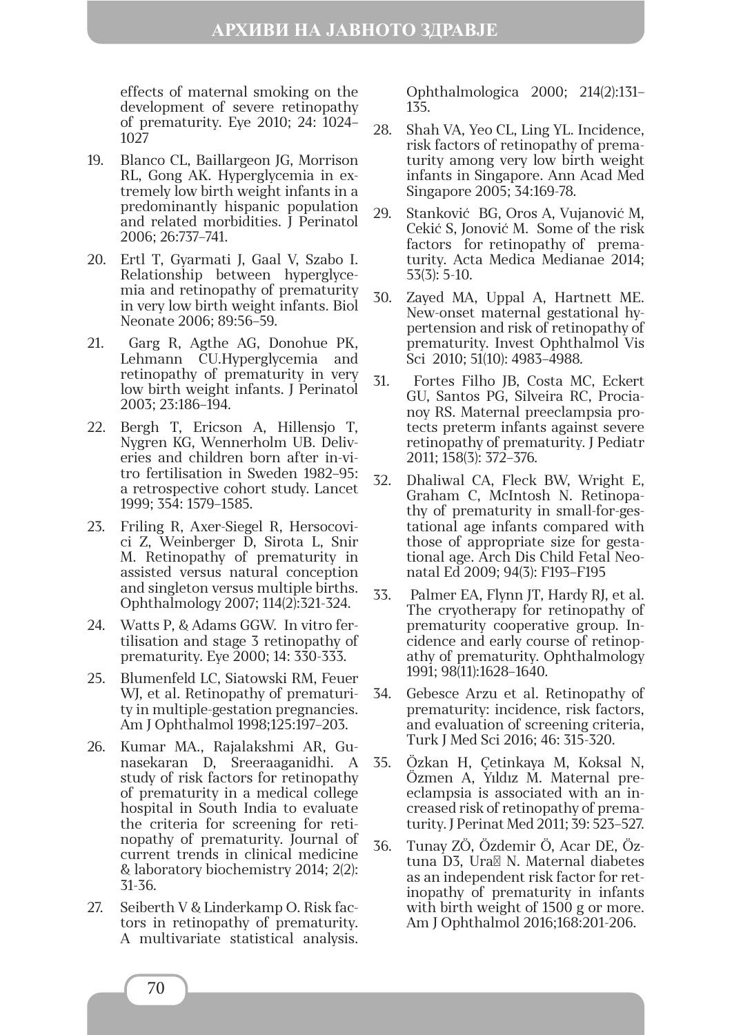effects of maternal smoking on the development of severe retinopathy of prematurity. Eye 2010; 24: 1024–1027

19. Blanco CL, Baillargeon JG, Morrison RL, Gong AK. Hyperglycemia in extremely low birth weight infants in a predominantly hispanic population and related morbidities. J Perinatol 2006; 26:737–741.

20. Ertl T, Gyarmati J, Gaal V, Szabo I. Relationship between hyperglycemia and retinopathy of prematurity in very low birth weight infants. Biol Neonate 2006; 89:56–59.

21. Garg R, Agthe AG, Donohue PK, Lehmann CU.Hyperglycemia and retinopathy of prematurity in very low birth weight infants. J Perinatol 2003; 23:186–194.

22. Bergh T, Ericson A, Hillensjo T, Nygren KG, Wennerholm UB. Deliveries and children born after in-vitro fertilisation in Sweden 1982–95: a retrospective cohort study. Lancet 1999; 354: 1579–1585.

23. Friling R, Axer-Siegel R, Hersocovici Z, Weinberger D, Sirota L, Snir M. Retinopathy of prematurity in assisted versus natural conception and singleton versus multiple births. Ophthalmology 2007; 114(2):321-324.

24. Watts P, & Adams GGW. In vitro fertilisation and stage 3 retinopathy of prematurity. Eye 2000; 14: 330-333.

25. Blumenfeld LC, Siatowski RM, Feuer WJ, et al. Retinopathy of prematurity in multiple-gestation pregnancies. Am J Ophthalmol 1998;125:197–203.

26. Kumar MA., Rajalakshmi AR, Gunasekaran D, Sreeraaganidhi. A study of risk factors for retinopathy of prematurity in a medical college hospital in South India to evaluate the criteria for screening for retinopathy of prematurity. Journal of current trends in clinical medicine & laboratory biochemistry 2014; 2(2): 31-36.

27. Seiberth V & Linderkamp O. Risk factors in retinopathy of prematurity. A multivariate statistical analysis. Ophthalmologica 2000; 214(2):131–135.

28. Shah VA, Yeo CL, Ling YL. Incidence, risk factors of retinopathy of prematurity among very low birth weight infants in Singapore. Ann Acad Med Singapore 2005; 34:169-78.

29. Stanković BG, Oros A, Vujanović M, Cekić S, Jonović M. Some of the risk factors for retinopathy of prematurity. Acta Medica Medianae 2014; 53(3): 5-10.

30. Zayed MA, Uppal A, Hartnett ME. New-onset maternal gestational hypertension and risk of retinopathy of prematurity. Invest Ophthalmol Vis Sci 2010; 51(10): 4983–4988.

31. Fortes Filho JB, Costa MC, Eckert GU, Santos PG, Silveira RC, Procianoy RS. Maternal preeclampsia protects preterm infants against severe retinopathy of prematurity. J Pediatr 2011; 158(3): 372–376.

32. Dhaliwal CA, Fleck BW, Wright E, Graham C, McIntosh N. Retinopathy of prematurity in small-for-gestational age infants compared with those of appropriate size for gestational age. Arch Dis Child Fetal Neonatal Ed 2009; 94(3): F193–F195

33. Palmer EA, Flynn JT, Hardy RJ, et al. The cryotherapy for retinopathy of prematurity cooperative group. Incidence and early course of retinopathy of prematurity. Ophthalmology 1991; 98(11):1628–1640.

34. Gebesce Arzu et al. Retinopathy of prematurity: incidence, risk factors, and evaluation of screening criteria, Turk J Med Sci 2016; 46: 315-320.

35. Özkan H, Çetinkaya M, Koksal N, Özmen A, Yıldız M. Maternal preeclampsia is associated with an increased risk of retinopathy of prematurity. J Perinat Med 2011; 39: 523–527.

36. Tunay ZÖ, Özdemir Ö, Acar DE, Öztuna D3, Ura N. Maternal diabetes as an independent risk factor for retinopathy of prematurity in infants with birth weight of 1500 g or more. Am J Ophthalmol 2016;168:201-206.